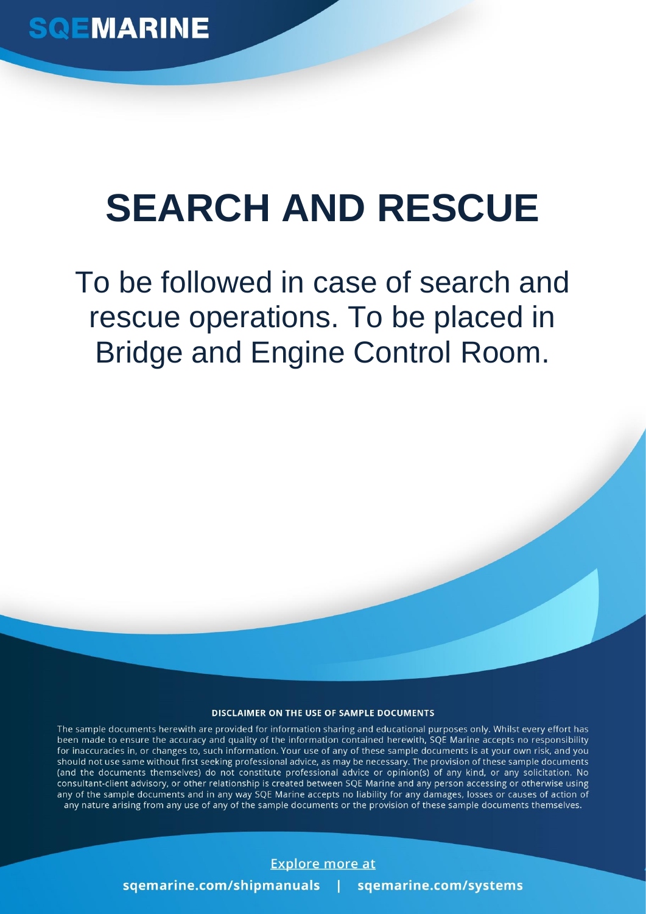SQEMARINE

# SEARCH AND RESCUE

To be followed in case of search and rescue operations. To be placed in Bridge and Engine Control Room.

**DISCLAIMER ON THE USE OF SAMPLE DOCUMENTS**

The sample documents herewith are provided for information sharing and educational purposes only. Whilst every effort has been made to ensure the accuracy and quality of the information contained herewith, SQE Marine accepts no responsibility for inaccuracies in, or changes to, such information. Your use of any of these sample documents is at your own risk, and you should not use same without first seeking professional advice, as may be necessary. The provision of these sample documents (and the documents themselves) do not constitute professional advice or opinion(s) of any kind, or any solicitation. No consultant-client advisory, or other relationship is created between SQE Marine and any person accessing or otherwise using any of the sample documents and in any way SQE Marine accepts no liability for any damages, losses or causes of action of any nature arising from any use of any of the sample documents or the provision of these sample documents themselves.

Explore more at

**sqemarine.com/shipmanuals | sqemarine.com/systems**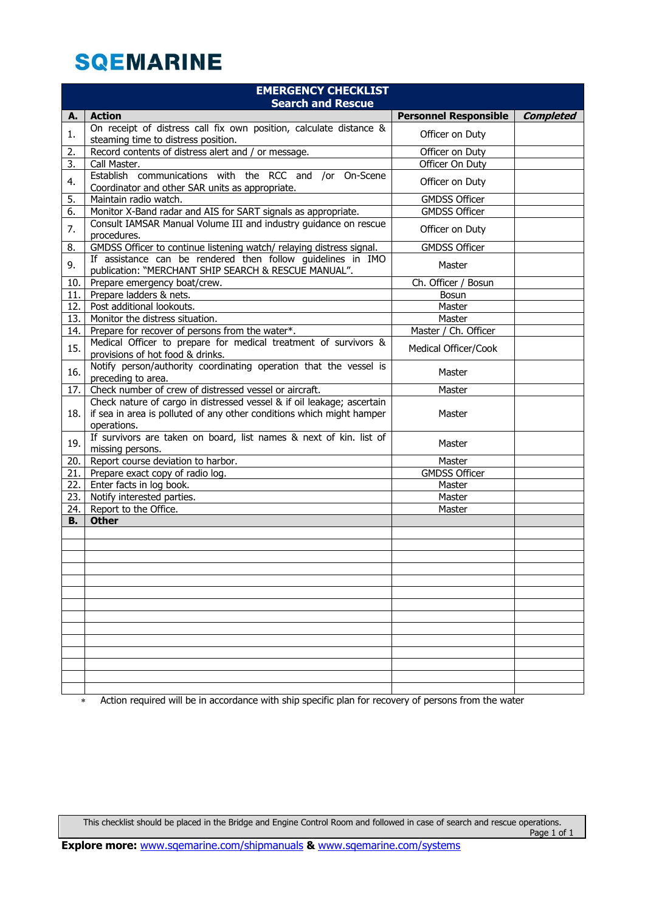SQEMARINE

| EMERGENCY CHECKLIST<br>Search and Rescue | | | |
|---|---|---|---|
| **A.** | **Action** | **Personnel Responsible** | ***Completed*** |
| 1. | On receipt of distress call fix own position, calculate distance & steaming time to distress position. | Officer on Duty | |
| 2. | Record contents of distress alert and / or message. | Officer on Duty | |
| 3. | Call Master. | Officer On Duty | |
| 4. | Establish communications with the RCC and /or On-Scene Coordinator and other SAR units as appropriate. | Officer on Duty | |
| 5. | Maintain radio watch. | GMDSS Officer | |
| 6. | Monitor X-Band radar and AIS for SART signals as appropriate. | GMDSS Officer | |
| 7. | Consult IAMSAR Manual Volume III and industry guidance on rescue procedures. | Officer on Duty | |
| 8. | GMDSS Officer to continue listening watch/ relaying distress signal. | GMDSS Officer | |
| 9. | If assistance can be rendered then follow guidelines in IMO publication: "MERCHANT SHIP SEARCH & RESCUE MANUAL". | Master | |
| 10. | Prepare emergency boat/crew. | Ch. Officer / Bosun | |
| 11. | Prepare ladders & nets. | Bosun | |
| 12. | Post additional lookouts. | Master | |
| 13. | Monitor the distress situation. | Master | |
| 14. | Prepare for recover of persons from the water*. | Master / Ch. Officer | |
| 15. | Medical Officer to prepare for medical treatment of survivors & provisions of hot food & drinks. | Medical Officer/Cook | |
| 16. | Notify person/authority coordinating operation that the vessel is preceding to area. | Master | |
| 17. | Check number of crew of distressed vessel or aircraft. | Master | |
| 18. | Check nature of cargo in distressed vessel & if oil leakage; ascertain if sea in area is polluted of any other conditions which might hamper operations. | Master | |
| 19. | If survivors are taken on board, list names & next of kin. list of missing persons. | Master | |
| 20. | Report course deviation to harbor. | Master | |
| 21. | Prepare exact copy of radio log. | GMDSS Officer | |
| 22. | Enter facts in log book. | Master | |
| 23. | Notify interested parties. | Master | |
| 24. | Report to the Office. | Master | |
| **B.** | **Other** | | |
| | | | |
| | | | |
| | | | |
| | | | |
| | | | |
| | | | |
| | | | |
| | | | |
| | | | |
| | | | |
| | | | |
| | | | |
| | | | |
| | | | |

\* Action required will be in accordance with ship specific plan for recovery of persons from the water

This checklist should be placed in the Bridge and Engine Control Room and followed in case of search and rescue operations.

**Explore more:** www.sqemarine.com/shipmanuals **&** www.sqemarine.com/systems